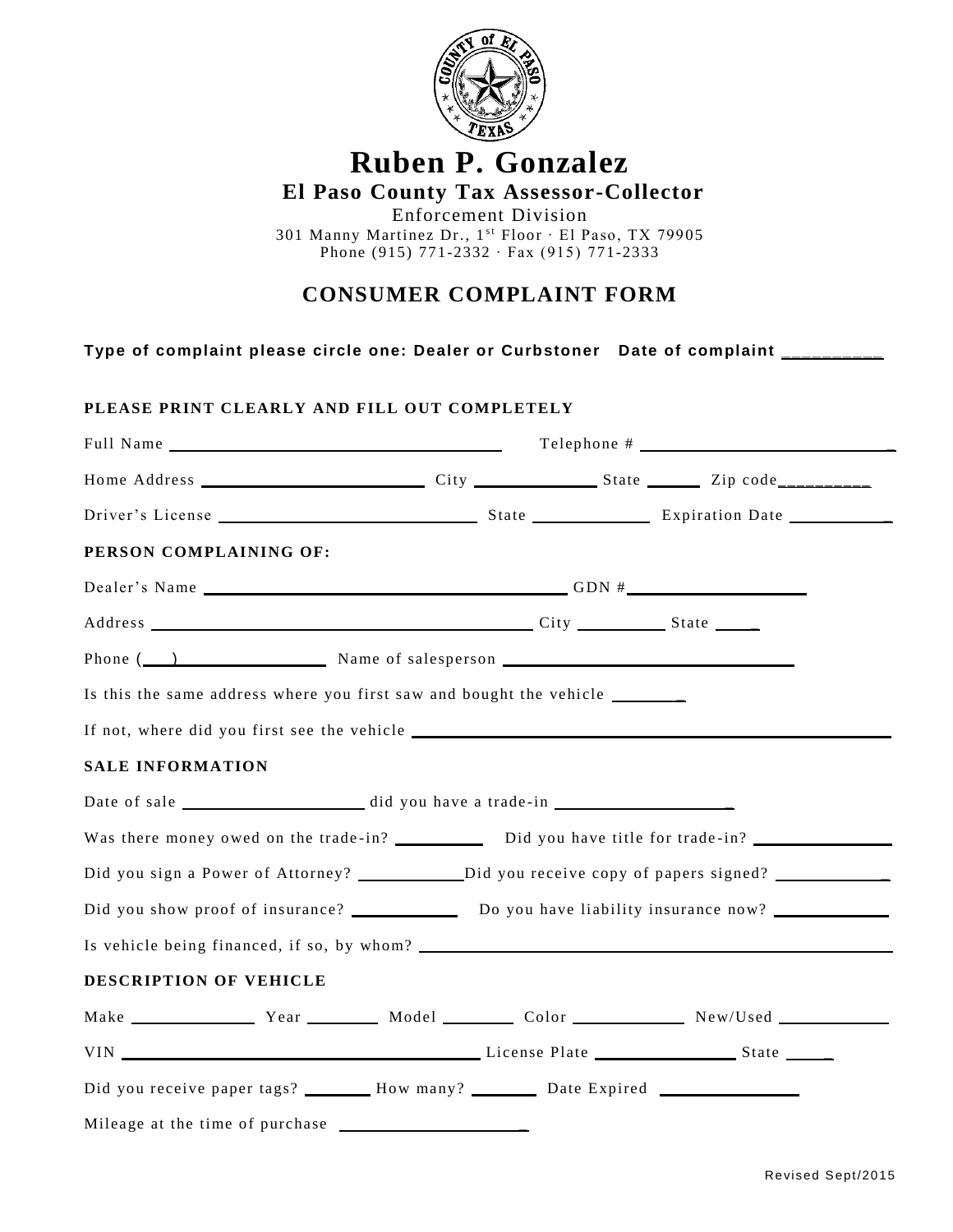# Ruben P. Gonzalez

## El Paso County Tax Assessor-Collector

Enforcement Division

301 Manny Martinez Dr., 1st Floor · El Paso, TX 79905

Phone (915) 771-2332 · Fax (915) 771-2333

## CONSUMER COMPLAINT FORM

**Type of complaint please circle one: Dealer or Curbstoner   Date of complaint __________**

**PLEASE PRINT CLEARLY AND FILL OUT COMPLETELY**

Full Name ______________________________ Telephone # ______________________________

Home Address ______________________ City ____________ State ______ Zip code__________

Driver's License ________________________ State ____________ Expiration Date ___________

**PERSON COMPLAINING OF:**

Dealer's Name ____________________________________ GDN #____________________

Address __________________________________________ City __________ State _____

Phone (___) ________________ Name of salesperson ______________________________

Is this the same address where you first saw and bought the vehicle ________

If not, where did you first see the vehicle ____________________________________________

**SALE INFORMATION**

Date of sale ____________________ did you have a trade-in ____________________

Was there money owed on the trade-in? __________ Did you have title for trade-in? _______________

Did you sign a Power of Attorney? ___________Did you receive copy of papers signed? ____________

Did you show proof of insurance? ___________ Do you have liability insurance now? ____________

Is vehicle being financed, if so, by whom? ______________________________________________

**DESCRIPTION OF VEHICLE**

Make ______________ Year ________ Model ________ Color ____________ New/Used ____________

VIN ________________________________________ License Plate ________________ State _____

Did you receive paper tags? ________ How many? _______ Date Expired ________________

Mileage at the time of purchase ______________________

Revised Sept/2015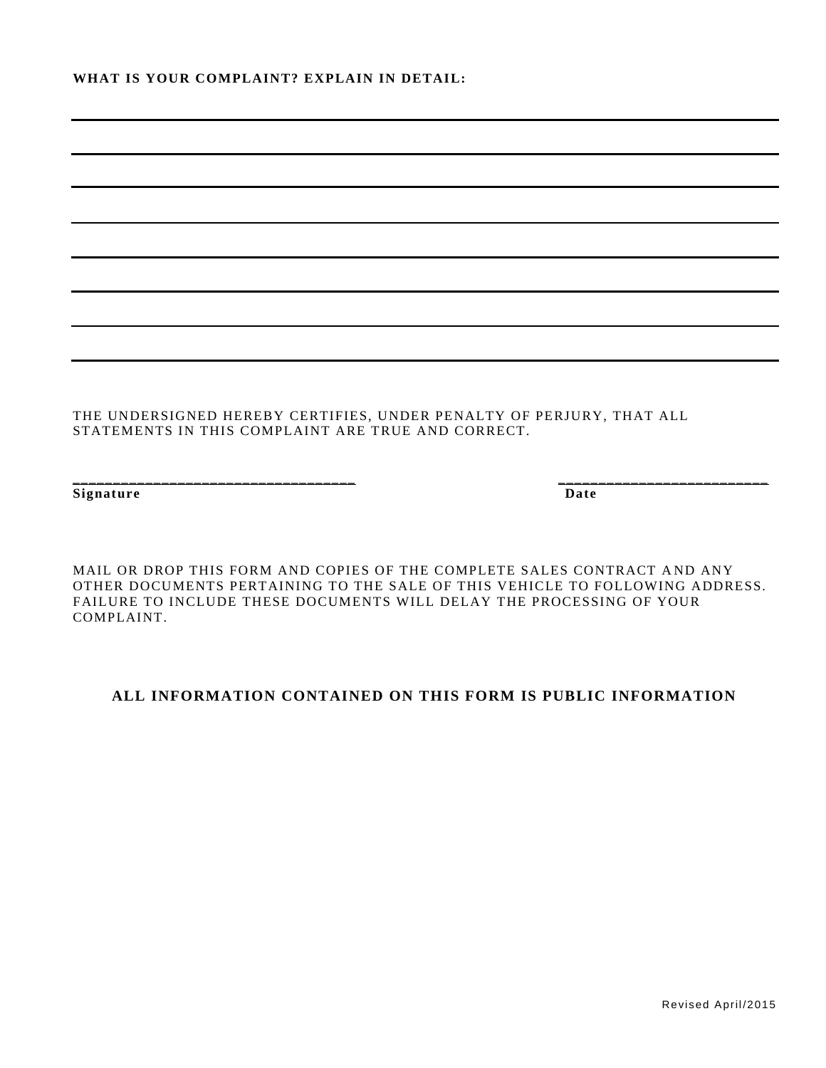**WHAT IS YOUR COMPLAINT? EXPLAIN IN DETAIL:**

\_\_\_\_\_\_\_\_\_\_\_\_\_\_\_\_\_\_\_\_\_\_\_\_\_\_\_\_\_\_\_\_\_\_\_\_\_\_\_\_\_\_\_\_\_\_\_\_\_\_\_\_\_\_\_\_\_\_\_\_\_\_\_\_\_\_\_\_\_\_\_\_

\_\_\_\_\_\_\_\_\_\_\_\_\_\_\_\_\_\_\_\_\_\_\_\_\_\_\_\_\_\_\_\_\_\_\_\_\_\_\_\_\_\_\_\_\_\_\_\_\_\_\_\_\_\_\_\_\_\_\_\_\_\_\_\_\_\_\_\_\_\_\_\_

\_\_\_\_\_\_\_\_\_\_\_\_\_\_\_\_\_\_\_\_\_\_\_\_\_\_\_\_\_\_\_\_\_\_\_\_\_\_\_\_\_\_\_\_\_\_\_\_\_\_\_\_\_\_\_\_\_\_\_\_\_\_\_\_\_\_\_\_\_\_\_\_

\_\_\_\_\_\_\_\_\_\_\_\_\_\_\_\_\_\_\_\_\_\_\_\_\_\_\_\_\_\_\_\_\_\_\_\_\_\_\_\_\_\_\_\_\_\_\_\_\_\_\_\_\_\_\_\_\_\_\_\_\_\_\_\_\_\_\_\_\_\_\_\_

\_\_\_\_\_\_\_\_\_\_\_\_\_\_\_\_\_\_\_\_\_\_\_\_\_\_\_\_\_\_\_\_\_\_\_\_\_\_\_\_\_\_\_\_\_\_\_\_\_\_\_\_\_\_\_\_\_\_\_\_\_\_\_\_\_\_\_\_\_\_\_\_

\_\_\_\_\_\_\_\_\_\_\_\_\_\_\_\_\_\_\_\_\_\_\_\_\_\_\_\_\_\_\_\_\_\_\_\_\_\_\_\_\_\_\_\_\_\_\_\_\_\_\_\_\_\_\_\_\_\_\_\_\_\_\_\_\_\_\_\_\_\_\_\_

\_\_\_\_\_\_\_\_\_\_\_\_\_\_\_\_\_\_\_\_\_\_\_\_\_\_\_\_\_\_\_\_\_\_\_\_\_\_\_\_\_\_\_\_\_\_\_\_\_\_\_\_\_\_\_\_\_\_\_\_\_\_\_\_\_\_\_\_\_\_\_\_

\_\_\_\_\_\_\_\_\_\_\_\_\_\_\_\_\_\_\_\_\_\_\_\_\_\_\_\_\_\_\_\_\_\_\_\_\_\_\_\_\_\_\_\_\_\_\_\_\_\_\_\_\_\_\_\_\_\_\_\_\_\_\_\_\_\_\_\_\_\_\_\_

THE UNDERSIGNED HEREBY CERTIFIES, UNDER PENALTY OF PERJURY, THAT ALL STATEMENTS IN THIS COMPLAINT ARE TRUE AND CORRECT.

| | |
|---|---|
| \_\_\_\_\_\_\_\_\_\_\_\_\_\_\_\_\_\_\_\_\_\_\_\_\_\_\_\_\_\_\_\_\_\_\_ | \_\_\_\_\_\_\_\_\_\_\_\_\_\_\_\_\_\_\_\_\_\_\_\_\_\_ |
| **Signature** | **Date** |

MAIL OR DROP THIS FORM AND COPIES OF THE COMPLETE SALES CONTRACT AND ANY OTHER DOCUMENTS PERTAINING TO THE SALE OF THIS VEHICLE TO FOLLOWING ADDRESS. FAILURE TO INCLUDE THESE DOCUMENTS WILL DELAY THE PROCESSING OF YOUR COMPLAINT.

**ALL INFORMATION CONTAINED ON THIS FORM IS PUBLIC INFORMATION**

Revised April/2015